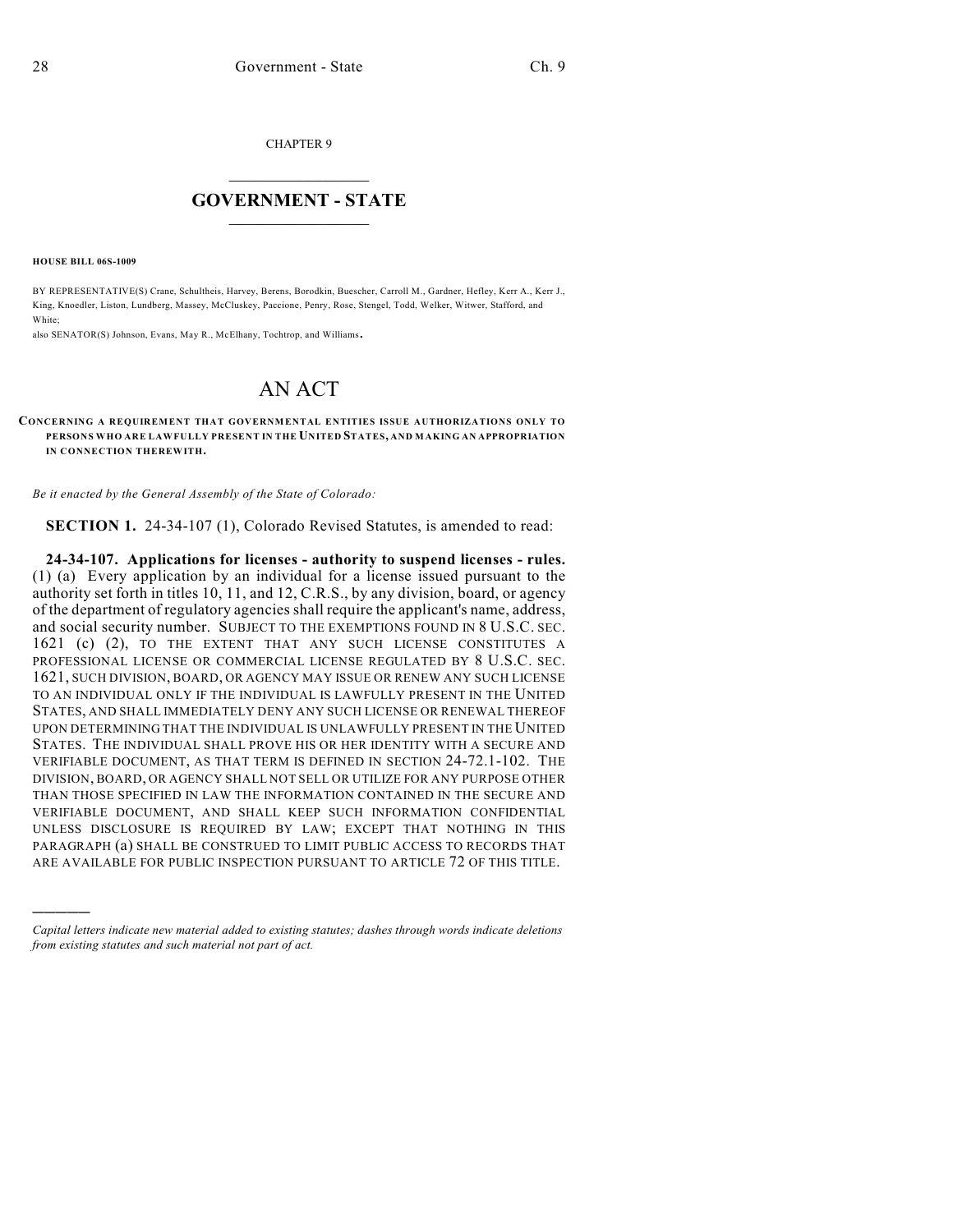CHAPTER 9

## GOVERNMENT - STATE

**HOUSE BILL 06S-1009**

BY REPRESENTATIVE(S) Crane, Schultheis, Harvey, Berens, Borodkin, Buescher, Carroll M., Gardner, Hefley, Kerr A., Kerr J., King, Knoedler, Liston, Lundberg, Massey, McCluskey, Paccione, Penry, Rose, Stengel, Todd, Welker, Witwer, Stafford, and White;

also SENATOR(S) Johnson, Evans, May R., McElhany, Tochtrop, and Williams.

# AN ACT

**CONCERNING A REQUIREMENT THAT GOVERNMENTAL ENTITIES ISSUE AUTHORIZATIONS ONLY TO PERSONS WHO ARE LAWFULLY PRESENT IN THE UNITED STATES, AND MAKING AN APPROPRIATION IN CONNECTION THEREWITH.**

*Be it enacted by the General Assembly of the State of Colorado:*

**SECTION 1.** 24-34-107 (1), Colorado Revised Statutes, is amended to read:

**24-34-107. Applications for licenses - authority to suspend licenses - rules.** (1) (a) Every application by an individual for a license issued pursuant to the authority set forth in titles 10, 11, and 12, C.R.S., by any division, board, or agency of the department of regulatory agencies shall require the applicant's name, address, and social security number. SUBJECT TO THE EXEMPTIONS FOUND IN 8 U.S.C. SEC. 1621 (c) (2), TO THE EXTENT THAT ANY SUCH LICENSE CONSTITUTES A PROFESSIONAL LICENSE OR COMMERCIAL LICENSE REGULATED BY 8 U.S.C. SEC. 1621, SUCH DIVISION, BOARD, OR AGENCY MAY ISSUE OR RENEW ANY SUCH LICENSE TO AN INDIVIDUAL ONLY IF THE INDIVIDUAL IS LAWFULLY PRESENT IN THE UNITED STATES, AND SHALL IMMEDIATELY DENY ANY SUCH LICENSE OR RENEWAL THEREOF UPON DETERMINING THAT THE INDIVIDUAL IS UNLAWFULLY PRESENT IN THE UNITED STATES. THE INDIVIDUAL SHALL PROVE HIS OR HER IDENTITY WITH A SECURE AND VERIFIABLE DOCUMENT, AS THAT TERM IS DEFINED IN SECTION 24-72.1-102. THE DIVISION, BOARD, OR AGENCY SHALL NOT SELL OR UTILIZE FOR ANY PURPOSE OTHER THAN THOSE SPECIFIED IN LAW THE INFORMATION CONTAINED IN THE SECURE AND VERIFIABLE DOCUMENT, AND SHALL KEEP SUCH INFORMATION CONFIDENTIAL UNLESS DISCLOSURE IS REQUIRED BY LAW; EXCEPT THAT NOTHING IN THIS PARAGRAPH (a) SHALL BE CONSTRUED TO LIMIT PUBLIC ACCESS TO RECORDS THAT ARE AVAILABLE FOR PUBLIC INSPECTION PURSUANT TO ARTICLE 72 OF THIS TITLE.

---

*Capital letters indicate new material added to existing statutes; dashes through words indicate deletions from existing statutes and such material not part of act.*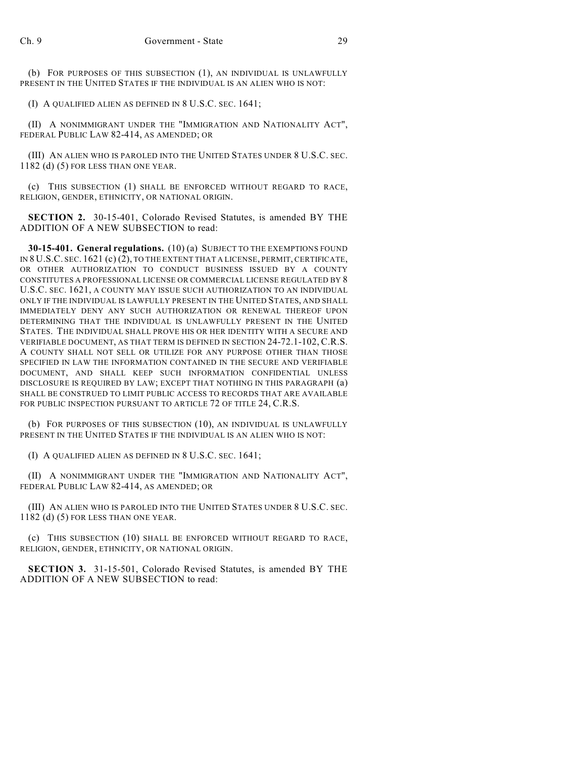(b) FOR PURPOSES OF THIS SUBSECTION (1), AN INDIVIDUAL IS UNLAWFULLY PRESENT IN THE UNITED STATES IF THE INDIVIDUAL IS AN ALIEN WHO IS NOT:

(I) A QUALIFIED ALIEN AS DEFINED IN 8 U.S.C. SEC. 1641;

(II) A NONIMMIGRANT UNDER THE "IMMIGRATION AND NATIONALITY ACT", FEDERAL PUBLIC LAW 82-414, AS AMENDED; OR

(III) AN ALIEN WHO IS PAROLED INTO THE UNITED STATES UNDER 8 U.S.C. SEC. 1182 (d) (5) FOR LESS THAN ONE YEAR.

(c) THIS SUBSECTION (1) SHALL BE ENFORCED WITHOUT REGARD TO RACE, RELIGION, GENDER, ETHNICITY, OR NATIONAL ORIGIN.

**SECTION 2.** 30-15-401, Colorado Revised Statutes, is amended BY THE ADDITION OF A NEW SUBSECTION to read:

**30-15-401. General regulations.** (10) (a) SUBJECT TO THE EXEMPTIONS FOUND IN 8 U.S.C. SEC. 1621 (c) (2), TO THE EXTENT THAT A LICENSE, PERMIT, CERTIFICATE, OR OTHER AUTHORIZATION TO CONDUCT BUSINESS ISSUED BY A COUNTY CONSTITUTES A PROFESSIONAL LICENSE OR COMMERCIAL LICENSE REGULATED BY 8 U.S.C. SEC. 1621, A COUNTY MAY ISSUE SUCH AUTHORIZATION TO AN INDIVIDUAL ONLY IF THE INDIVIDUAL IS LAWFULLY PRESENT IN THE UNITED STATES, AND SHALL IMMEDIATELY DENY ANY SUCH AUTHORIZATION OR RENEWAL THEREOF UPON DETERMINING THAT THE INDIVIDUAL IS UNLAWFULLY PRESENT IN THE UNITED STATES. THE INDIVIDUAL SHALL PROVE HIS OR HER IDENTITY WITH A SECURE AND VERIFIABLE DOCUMENT, AS THAT TERM IS DEFINED IN SECTION 24-72.1-102, C.R.S. A COUNTY SHALL NOT SELL OR UTILIZE FOR ANY PURPOSE OTHER THAN THOSE SPECIFIED IN LAW THE INFORMATION CONTAINED IN THE SECURE AND VERIFIABLE DOCUMENT, AND SHALL KEEP SUCH INFORMATION CONFIDENTIAL UNLESS DISCLOSURE IS REQUIRED BY LAW; EXCEPT THAT NOTHING IN THIS PARAGRAPH (a) SHALL BE CONSTRUED TO LIMIT PUBLIC ACCESS TO RECORDS THAT ARE AVAILABLE FOR PUBLIC INSPECTION PURSUANT TO ARTICLE 72 OF TITLE 24, C.R.S.

(b) FOR PURPOSES OF THIS SUBSECTION (10), AN INDIVIDUAL IS UNLAWFULLY PRESENT IN THE UNITED STATES IF THE INDIVIDUAL IS AN ALIEN WHO IS NOT:

(I) A QUALIFIED ALIEN AS DEFINED IN 8 U.S.C. SEC. 1641;

(II) A NONIMMIGRANT UNDER THE "IMMIGRATION AND NATIONALITY ACT", FEDERAL PUBLIC LAW 82-414, AS AMENDED; OR

(III) AN ALIEN WHO IS PAROLED INTO THE UNITED STATES UNDER 8 U.S.C. SEC. 1182 (d) (5) FOR LESS THAN ONE YEAR.

(c) THIS SUBSECTION (10) SHALL BE ENFORCED WITHOUT REGARD TO RACE, RELIGION, GENDER, ETHNICITY, OR NATIONAL ORIGIN.

**SECTION 3.** 31-15-501, Colorado Revised Statutes, is amended BY THE ADDITION OF A NEW SUBSECTION to read: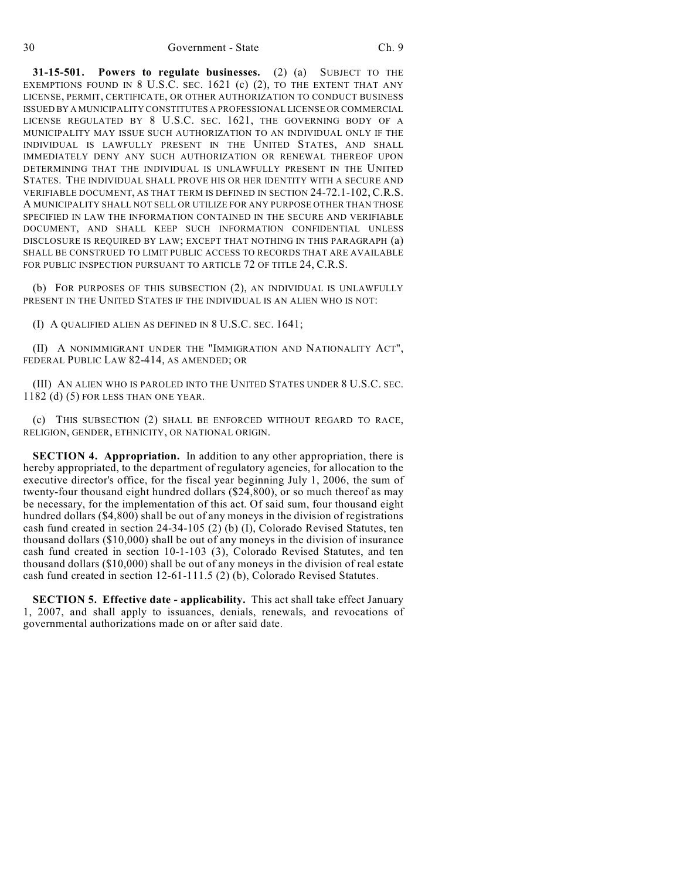**31-15-501. Powers to regulate businesses.** (2) (a) SUBJECT TO THE EXEMPTIONS FOUND IN 8 U.S.C. SEC. 1621 (c) (2), TO THE EXTENT THAT ANY LICENSE, PERMIT, CERTIFICATE, OR OTHER AUTHORIZATION TO CONDUCT BUSINESS ISSUED BY A MUNICIPALITY CONSTITUTES A PROFESSIONAL LICENSE OR COMMERCIAL LICENSE REGULATED BY 8 U.S.C. SEC. 1621, THE GOVERNING BODY OF A MUNICIPALITY MAY ISSUE SUCH AUTHORIZATION TO AN INDIVIDUAL ONLY IF THE INDIVIDUAL IS LAWFULLY PRESENT IN THE UNITED STATES, AND SHALL IMMEDIATELY DENY ANY SUCH AUTHORIZATION OR RENEWAL THEREOF UPON DETERMINING THAT THE INDIVIDUAL IS UNLAWFULLY PRESENT IN THE UNITED STATES. THE INDIVIDUAL SHALL PROVE HIS OR HER IDENTITY WITH A SECURE AND VERIFIABLE DOCUMENT, AS THAT TERM IS DEFINED IN SECTION 24-72.1-102, C.R.S. A MUNICIPALITY SHALL NOT SELL OR UTILIZE FOR ANY PURPOSE OTHER THAN THOSE SPECIFIED IN LAW THE INFORMATION CONTAINED IN THE SECURE AND VERIFIABLE DOCUMENT, AND SHALL KEEP SUCH INFORMATION CONFIDENTIAL UNLESS DISCLOSURE IS REQUIRED BY LAW; EXCEPT THAT NOTHING IN THIS PARAGRAPH (a) SHALL BE CONSTRUED TO LIMIT PUBLIC ACCESS TO RECORDS THAT ARE AVAILABLE FOR PUBLIC INSPECTION PURSUANT TO ARTICLE 72 OF TITLE 24, C.R.S.

(b) FOR PURPOSES OF THIS SUBSECTION (2), AN INDIVIDUAL IS UNLAWFULLY PRESENT IN THE UNITED STATES IF THE INDIVIDUAL IS AN ALIEN WHO IS NOT:

(I) A QUALIFIED ALIEN AS DEFINED IN 8 U.S.C. SEC. 1641;

(II) A NONIMMIGRANT UNDER THE "IMMIGRATION AND NATIONALITY ACT", FEDERAL PUBLIC LAW 82-414, AS AMENDED; OR

(III) AN ALIEN WHO IS PAROLED INTO THE UNITED STATES UNDER 8 U.S.C. SEC. 1182 (d) (5) FOR LESS THAN ONE YEAR.

(c) THIS SUBSECTION (2) SHALL BE ENFORCED WITHOUT REGARD TO RACE, RELIGION, GENDER, ETHNICITY, OR NATIONAL ORIGIN.

**SECTION 4. Appropriation.** In addition to any other appropriation, there is hereby appropriated, to the department of regulatory agencies, for allocation to the executive director's office, for the fiscal year beginning July 1, 2006, the sum of twenty-four thousand eight hundred dollars ($24,800), or so much thereof as may be necessary, for the implementation of this act. Of said sum, four thousand eight hundred dollars ($4,800) shall be out of any moneys in the division of registrations cash fund created in section 24-34-105 (2) (b) (I), Colorado Revised Statutes, ten thousand dollars ($10,000) shall be out of any moneys in the division of insurance cash fund created in section 10-1-103 (3), Colorado Revised Statutes, and ten thousand dollars ($10,000) shall be out of any moneys in the division of real estate cash fund created in section 12-61-111.5 (2) (b), Colorado Revised Statutes.

**SECTION 5. Effective date - applicability.** This act shall take effect January 1, 2007, and shall apply to issuances, denials, renewals, and revocations of governmental authorizations made on or after said date.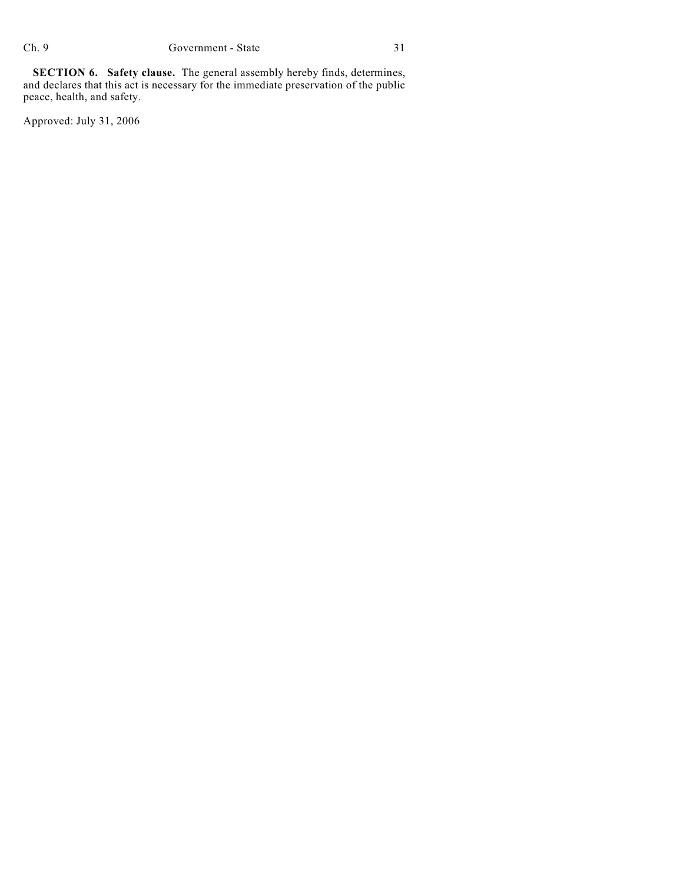**SECTION 6. Safety clause.** The general assembly hereby finds, determines, and declares that this act is necessary for the immediate preservation of the public peace, health, and safety.

Approved: July 31, 2006